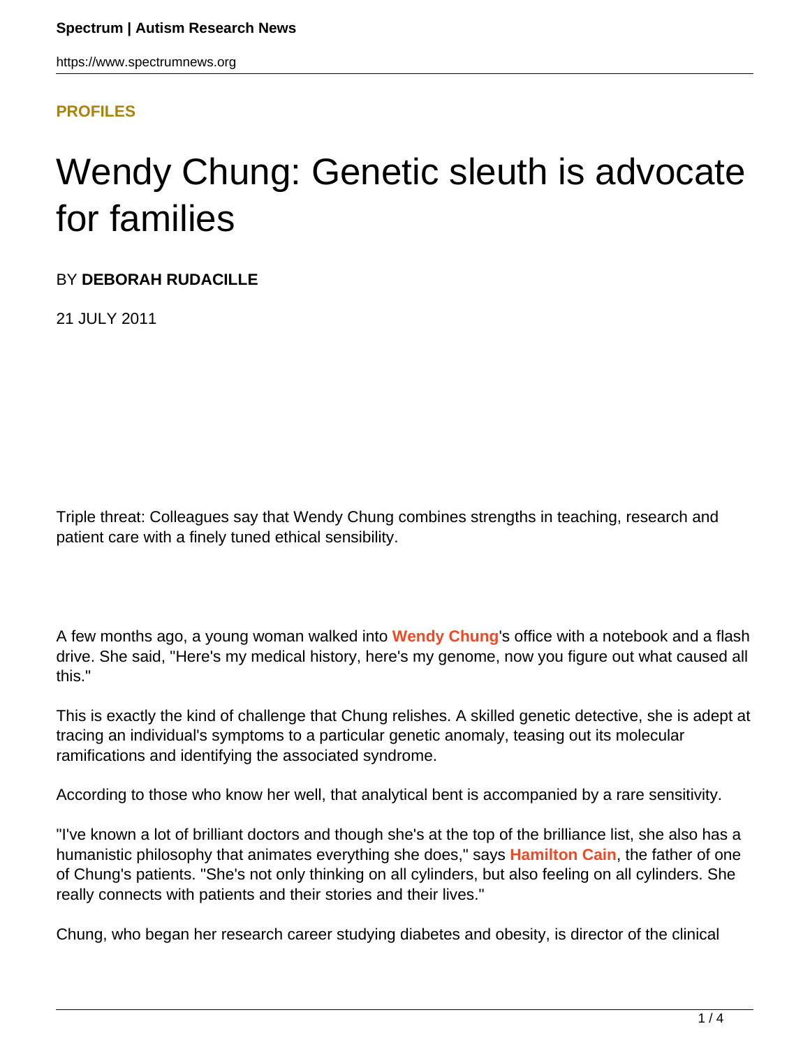**PROFILES**

# Wendy Chung: Genetic sleuth is advocate for families

BY **DEBORAH RUDACILLE**

21 JULY 2011

Triple threat: Colleagues say that Wendy Chung combines strengths in teaching, research and patient care with a finely tuned ethical sensibility.

A few months ago, a young woman walked into **Wendy Chung**'s office with a notebook and a flash drive. She said, "Here's my medical history, here's my genome, now you figure out what caused all this."

This is exactly the kind of challenge that Chung relishes. A skilled genetic detective, she is adept at tracing an individual's symptoms to a particular genetic anomaly, teasing out its molecular ramifications and identifying the associated syndrome.

According to those who know her well, that analytical bent is accompanied by a rare sensitivity.

"I've known a lot of brilliant doctors and though she's at the top of the brilliance list, she also has a humanistic philosophy that animates everything she does," says **Hamilton Cain**, the father of one of Chung's patients. "She's not only thinking on all cylinders, but also feeling on all cylinders. She really connects with patients and their stories and their lives."

Chung, who began her research career studying diabetes and obesity, is director of the clinical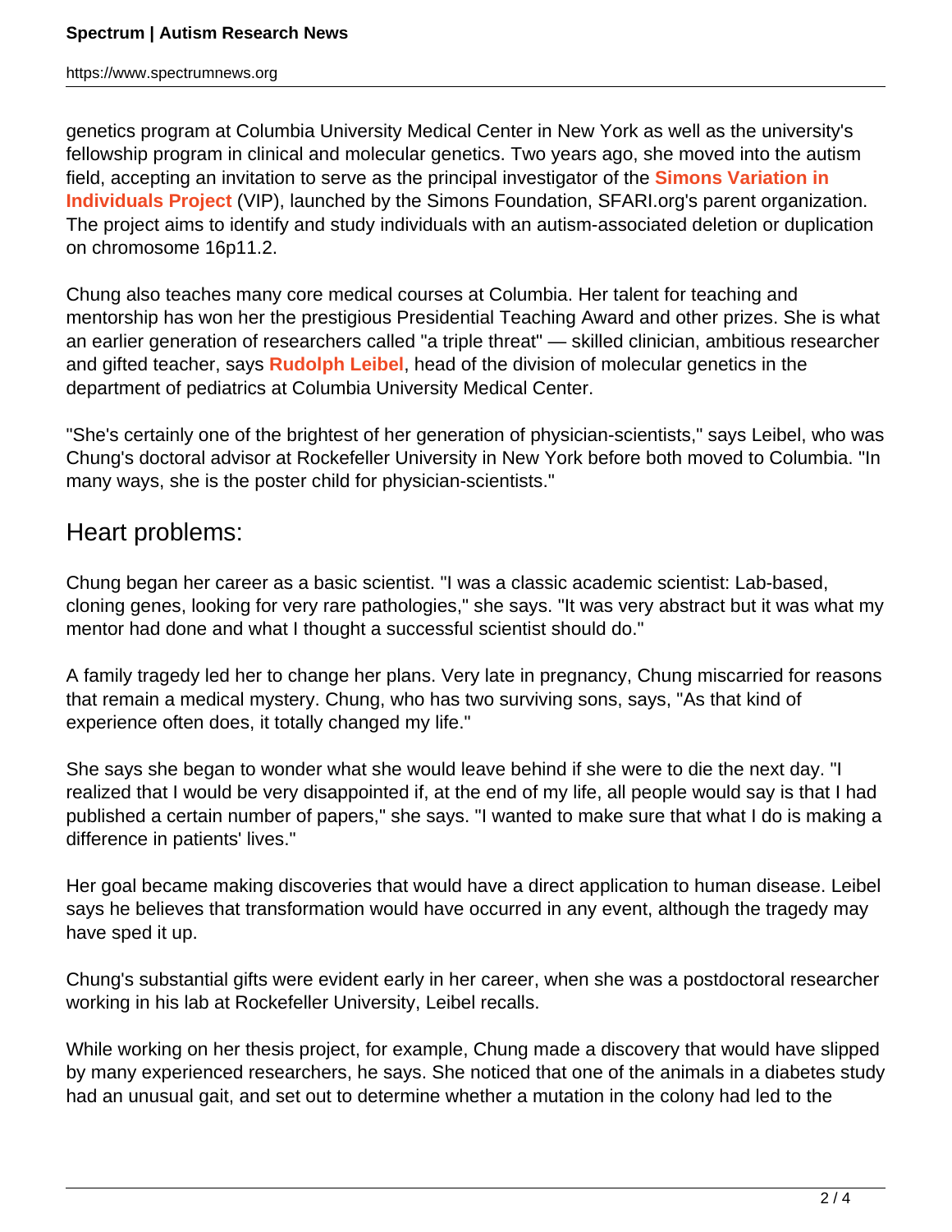genetics program at Columbia University Medical Center in New York as well as the university's fellowship program in clinical and molecular genetics. Two years ago, she moved into the autism field, accepting an invitation to serve as the principal investigator of the **Simons Variation in Individuals Project** (VIP), launched by the Simons Foundation, SFARI.org's parent organization. The project aims to identify and study individuals with an autism-associated deletion or duplication on chromosome 16p11.2.

Chung also teaches many core medical courses at Columbia. Her talent for teaching and mentorship has won her the prestigious Presidential Teaching Award and other prizes. She is what an earlier generation of researchers called "a triple threat" — skilled clinician, ambitious researcher and gifted teacher, says **Rudolph Leibel**, head of the division of molecular genetics in the department of pediatrics at Columbia University Medical Center.

"She's certainly one of the brightest of her generation of physician-scientists," says Leibel, who was Chung's doctoral advisor at Rockefeller University in New York before both moved to Columbia. "In many ways, she is the poster child for physician-scientists."

## Heart problems:

Chung began her career as a basic scientist. "I was a classic academic scientist: Lab-based, cloning genes, looking for very rare pathologies," she says. "It was very abstract but it was what my mentor had done and what I thought a successful scientist should do."

A family tragedy led her to change her plans. Very late in pregnancy, Chung miscarried for reasons that remain a medical mystery. Chung, who has two surviving sons, says, "As that kind of experience often does, it totally changed my life."

She says she began to wonder what she would leave behind if she were to die the next day. "I realized that I would be very disappointed if, at the end of my life, all people would say is that I had published a certain number of papers," she says. "I wanted to make sure that what I do is making a difference in patients' lives."

Her goal became making discoveries that would have a direct application to human disease. Leibel says he believes that transformation would have occurred in any event, although the tragedy may have sped it up.

Chung's substantial gifts were evident early in her career, when she was a postdoctoral researcher working in his lab at Rockefeller University, Leibel recalls.

While working on her thesis project, for example, Chung made a discovery that would have slipped by many experienced researchers, he says. She noticed that one of the animals in a diabetes study had an unusual gait, and set out to determine whether a mutation in the colony had led to the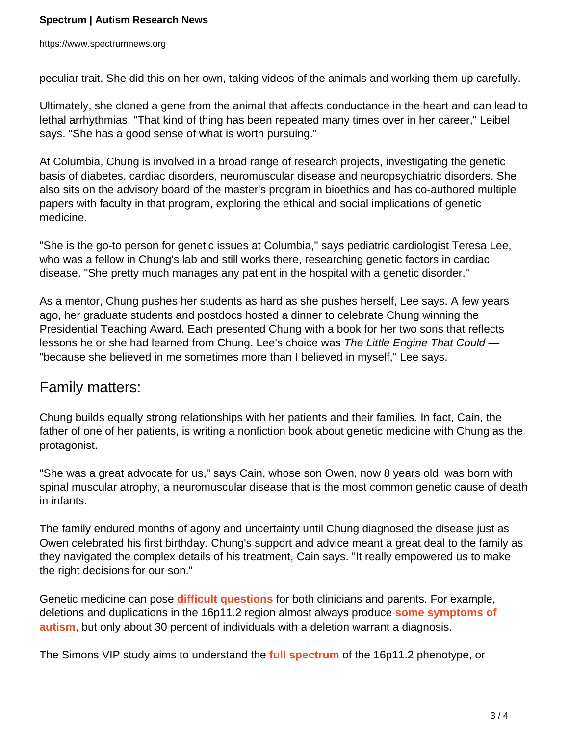peculiar trait. She did this on her own, taking videos of the animals and working them up carefully.

Ultimately, she cloned a gene from the animal that affects conductance in the heart and can lead to lethal arrhythmias. "That kind of thing has been repeated many times over in her career," Leibel says. "She has a good sense of what is worth pursuing."

At Columbia, Chung is involved in a broad range of research projects, investigating the genetic basis of diabetes, cardiac disorders, neuromuscular disease and neuropsychiatric disorders. She also sits on the advisory board of the master's program in bioethics and has co-authored multiple papers with faculty in that program, exploring the ethical and social implications of genetic medicine.

"She is the go-to person for genetic issues at Columbia," says pediatric cardiologist Teresa Lee, who was a fellow in Chung's lab and still works there, researching genetic factors in cardiac disease. "She pretty much manages any patient in the hospital with a genetic disorder."

As a mentor, Chung pushes her students as hard as she pushes herself, Lee says. A few years ago, her graduate students and postdocs hosted a dinner to celebrate Chung winning the Presidential Teaching Award. Each presented Chung with a book for her two sons that reflects lessons he or she had learned from Chung. Lee's choice was *The Little Engine That Could* — "because she believed in me sometimes more than I believed in myself," Lee says.

## Family matters:

Chung builds equally strong relationships with her patients and their families. In fact, Cain, the father of one of her patients, is writing a nonfiction book about genetic medicine with Chung as the protagonist.

"She was a great advocate for us," says Cain, whose son Owen, now 8 years old, was born with spinal muscular atrophy, a neuromuscular disease that is the most common genetic cause of death in infants.

The family endured months of agony and uncertainty until Chung diagnosed the disease just as Owen celebrated his first birthday. Chung's support and advice meant a great deal to the family as they navigated the complex details of his treatment, Cain says. "It really empowered us to make the right decisions for our son."

Genetic medicine can pose **difficult questions** for both clinicians and parents. For example, deletions and duplications in the 16p11.2 region almost always produce **some symptoms of autism**, but only about 30 percent of individuals with a deletion warrant a diagnosis.

The Simons VIP study aims to understand the **full spectrum** of the 16p11.2 phenotype, or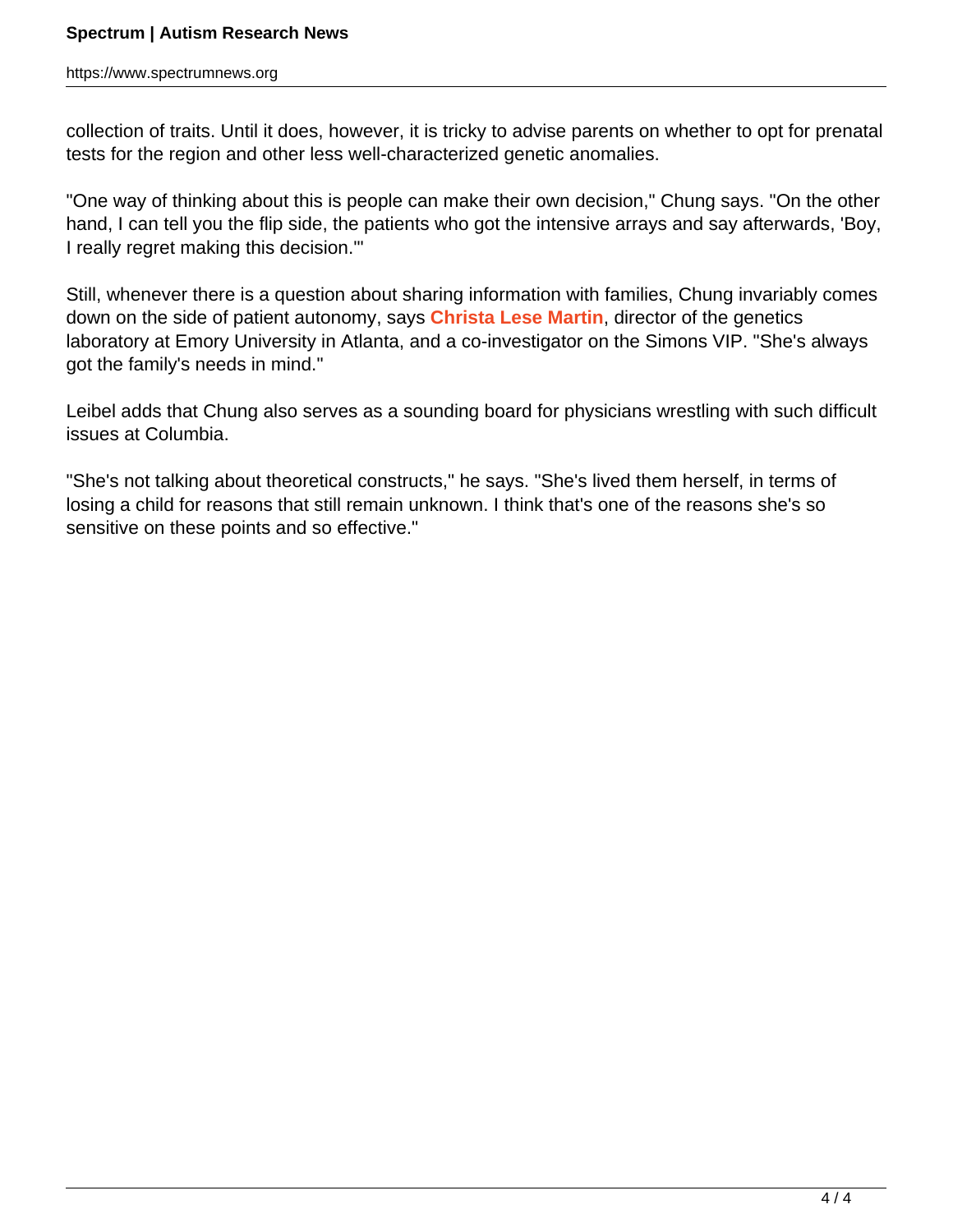collection of traits. Until it does, however, it is tricky to advise parents on whether to opt for prenatal tests for the region and other less well-characterized genetic anomalies.

"One way of thinking about this is people can make their own decision," Chung says. "On the other hand, I can tell you the flip side, the patients who got the intensive arrays and say afterwards, 'Boy, I really regret making this decision.'"

Still, whenever there is a question about sharing information with families, Chung invariably comes down on the side of patient autonomy, says **Christa Lese Martin**, director of the genetics laboratory at Emory University in Atlanta, and a co-investigator on the Simons VIP. "She's always got the family's needs in mind."

Leibel adds that Chung also serves as a sounding board for physicians wrestling with such difficult issues at Columbia.

"She's not talking about theoretical constructs," he says. "She's lived them herself, in terms of losing a child for reasons that still remain unknown. I think that's one of the reasons she's so sensitive on these points and so effective."